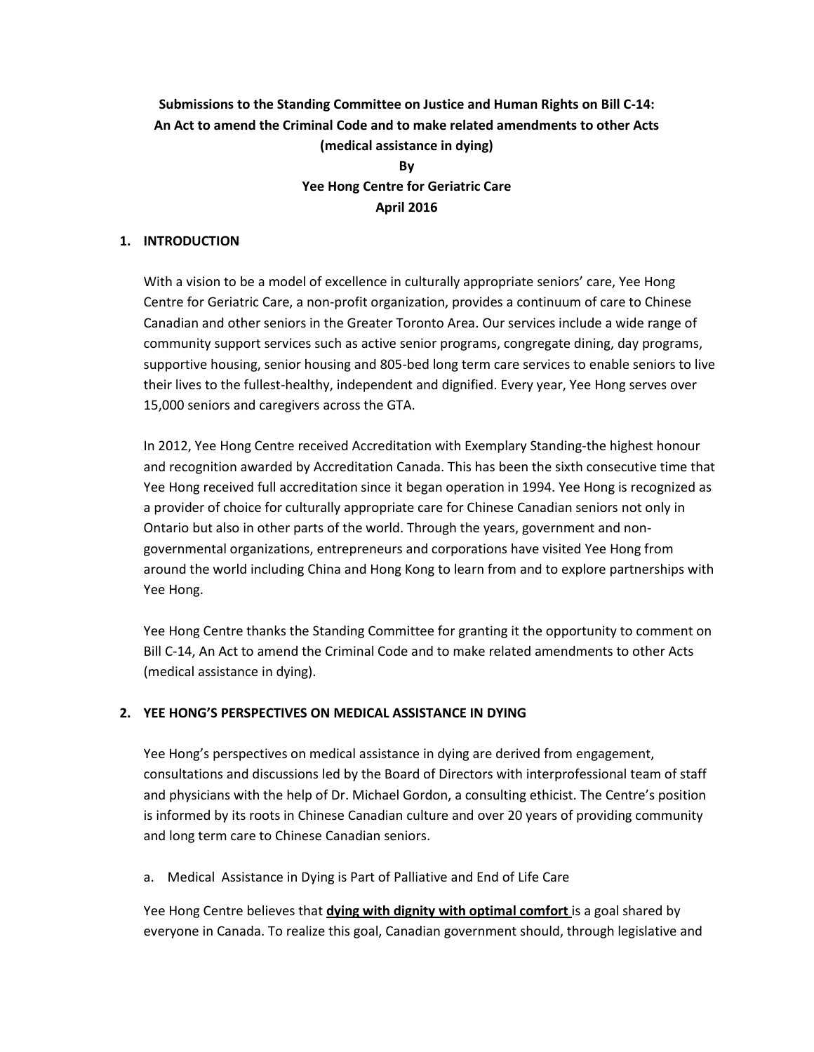**Submissions to the Standing Committee on Justice and Human Rights on Bill C-14: An Act to amend the Criminal Code and to make related amendments to other Acts (medical assistance in dying)**

**By**

**Yee Hong Centre for Geriatric Care**

**April 2016**

## 1. INTRODUCTION

With a vision to be a model of excellence in culturally appropriate seniors' care, Yee Hong Centre for Geriatric Care, a non-profit organization, provides a continuum of care to Chinese Canadian and other seniors in the Greater Toronto Area. Our services include a wide range of community support services such as active senior programs, congregate dining, day programs, supportive housing, senior housing and 805-bed long term care services to enable seniors to live their lives to the fullest-healthy, independent and dignified. Every year, Yee Hong serves over 15,000 seniors and caregivers across the GTA.

In 2012, Yee Hong Centre received Accreditation with Exemplary Standing-the highest honour and recognition awarded by Accreditation Canada. This has been the sixth consecutive time that Yee Hong received full accreditation since it began operation in 1994. Yee Hong is recognized as a provider of choice for culturally appropriate care for Chinese Canadian seniors not only in Ontario but also in other parts of the world. Through the years, government and non-governmental organizations, entrepreneurs and corporations have visited Yee Hong from around the world including China and Hong Kong to learn from and to explore partnerships with Yee Hong.

Yee Hong Centre thanks the Standing Committee for granting it the opportunity to comment on Bill C-14, An Act to amend the Criminal Code and to make related amendments to other Acts (medical assistance in dying).

## 2. YEE HONG'S PERSPECTIVES ON MEDICAL ASSISTANCE IN DYING

Yee Hong's perspectives on medical assistance in dying are derived from engagement, consultations and discussions led by the Board of Directors with interprofessional team of staff and physicians with the help of Dr. Michael Gordon, a consulting ethicist. The Centre's position is informed by its roots in Chinese Canadian culture and over 20 years of providing community and long term care to Chinese Canadian seniors.

a. Medical Assistance in Dying is Part of Palliative and End of Life Care

Yee Hong Centre believes that **<u>dying with dignity with optimal comfort</u>** is a goal shared by everyone in Canada. To realize this goal, Canadian government should, through legislative and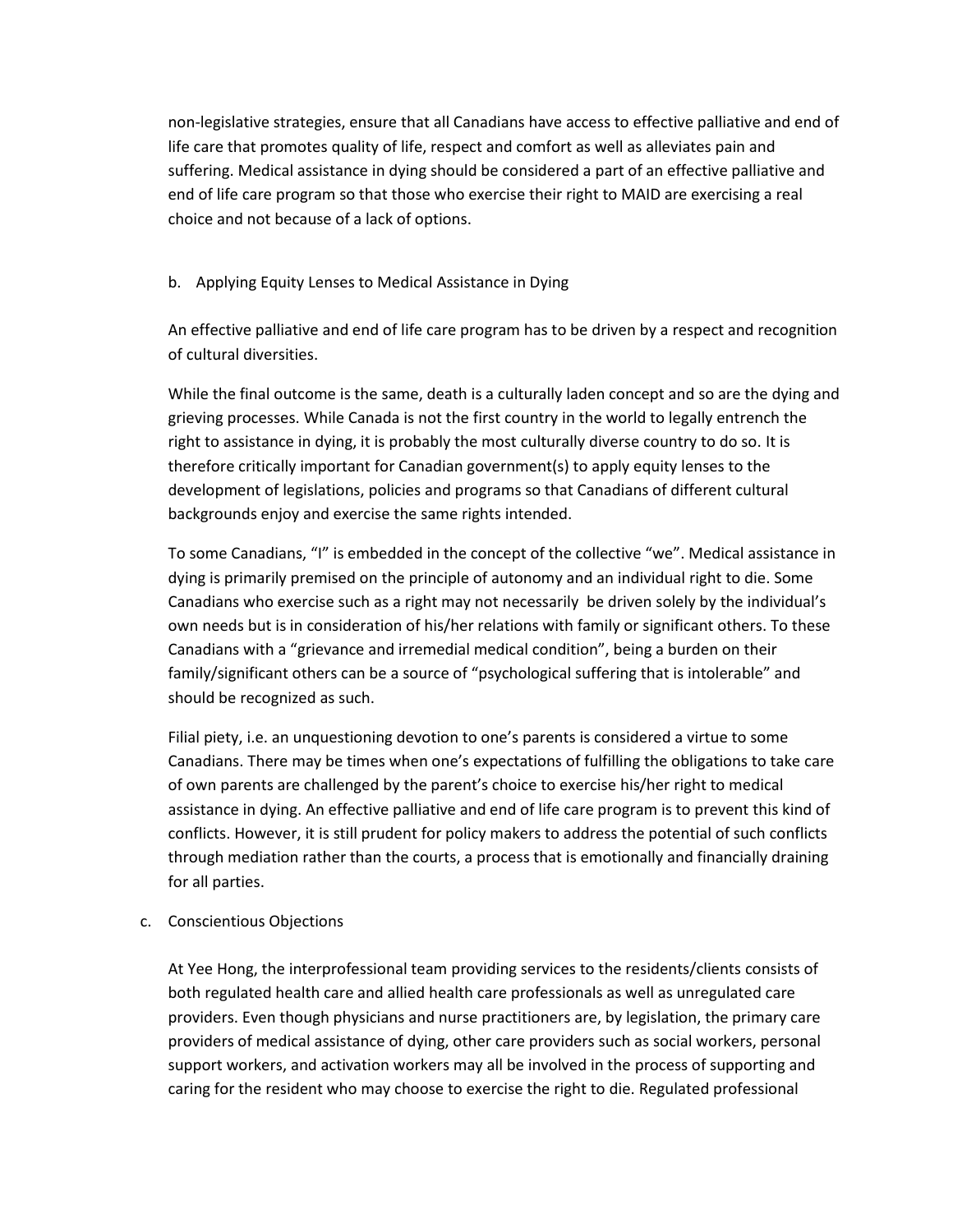non-legislative strategies, ensure that all Canadians have access to effective palliative and end of life care that promotes quality of life, respect and comfort as well as alleviates pain and suffering. Medical assistance in dying should be considered a part of an effective palliative and end of life care program so that those who exercise their right to MAID are exercising a real choice and not because of a lack of options.

b. Applying Equity Lenses to Medical Assistance in Dying

An effective palliative and end of life care program has to be driven by a respect and recognition of cultural diversities.

While the final outcome is the same, death is a culturally laden concept and so are the dying and grieving processes. While Canada is not the first country in the world to legally entrench the right to assistance in dying, it is probably the most culturally diverse country to do so. It is therefore critically important for Canadian government(s) to apply equity lenses to the development of legislations, policies and programs so that Canadians of different cultural backgrounds enjoy and exercise the same rights intended.

To some Canadians, "I" is embedded in the concept of the collective "we". Medical assistance in dying is primarily premised on the principle of autonomy and an individual right to die. Some Canadians who exercise such as a right may not necessarily be driven solely by the individual's own needs but is in consideration of his/her relations with family or significant others. To these Canadians with a "grievance and irremedial medical condition", being a burden on their family/significant others can be a source of "psychological suffering that is intolerable" and should be recognized as such.

Filial piety, i.e. an unquestioning devotion to one's parents is considered a virtue to some Canadians. There may be times when one's expectations of fulfilling the obligations to take care of own parents are challenged by the parent's choice to exercise his/her right to medical assistance in dying. An effective palliative and end of life care program is to prevent this kind of conflicts. However, it is still prudent for policy makers to address the potential of such conflicts through mediation rather than the courts, a process that is emotionally and financially draining for all parties.

c. Conscientious Objections

At Yee Hong, the interprofessional team providing services to the residents/clients consists of both regulated health care and allied health care professionals as well as unregulated care providers. Even though physicians and nurse practitioners are, by legislation, the primary care providers of medical assistance of dying, other care providers such as social workers, personal support workers, and activation workers may all be involved in the process of supporting and caring for the resident who may choose to exercise the right to die. Regulated professional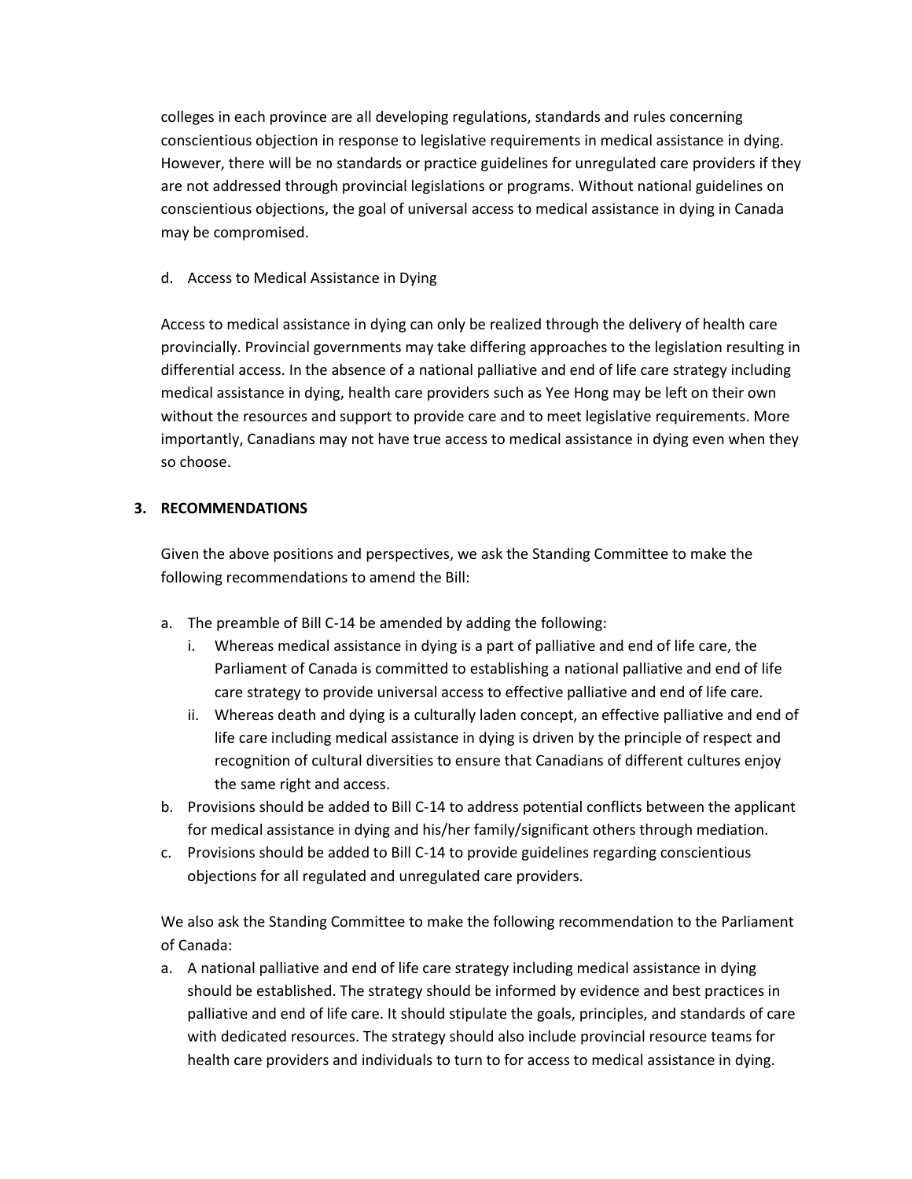colleges in each province are all developing regulations, standards and rules concerning conscientious objection in response to legislative requirements in medical assistance in dying. However, there will be no standards or practice guidelines for unregulated care providers if they are not addressed through provincial legislations or programs. Without national guidelines on conscientious objections, the goal of universal access to medical assistance in dying in Canada may be compromised.

d. Access to Medical Assistance in Dying

Access to medical assistance in dying can only be realized through the delivery of health care provincially. Provincial governments may take differing approaches to the legislation resulting in differential access. In the absence of a national palliative and end of life care strategy including medical assistance in dying, health care providers such as Yee Hong may be left on their own without the resources and support to provide care and to meet legislative requirements. More importantly, Canadians may not have true access to medical assistance in dying even when they so choose.

## 3. RECOMMENDATIONS

Given the above positions and perspectives, we ask the Standing Committee to make the following recommendations to amend the Bill:

a. The preamble of Bill C-14 be amended by adding the following:
   i. Whereas medical assistance in dying is a part of palliative and end of life care, the Parliament of Canada is committed to establishing a national palliative and end of life care strategy to provide universal access to effective palliative and end of life care.
   ii. Whereas death and dying is a culturally laden concept, an effective palliative and end of life care including medical assistance in dying is driven by the principle of respect and recognition of cultural diversities to ensure that Canadians of different cultures enjoy the same right and access.
b. Provisions should be added to Bill C-14 to address potential conflicts between the applicant for medical assistance in dying and his/her family/significant others through mediation.
c. Provisions should be added to Bill C-14 to provide guidelines regarding conscientious objections for all regulated and unregulated care providers.

We also ask the Standing Committee to make the following recommendation to the Parliament of Canada:

a. A national palliative and end of life care strategy including medical assistance in dying should be established. The strategy should be informed by evidence and best practices in palliative and end of life care. It should stipulate the goals, principles, and standards of care with dedicated resources. The strategy should also include provincial resource teams for health care providers and individuals to turn to for access to medical assistance in dying.